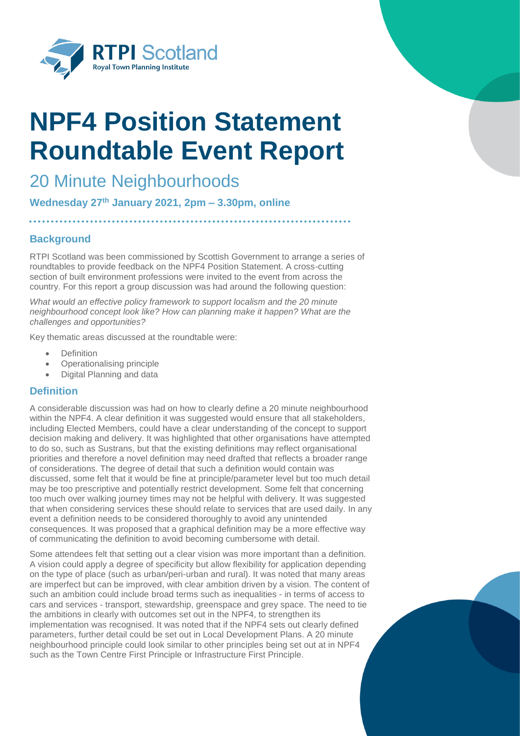# NPF4 Position Statement Roundtable Event Report

## 20 Minute Neighbourhoods

**Wednesday 27th January 2021, 2pm – 3.30pm, online**

### Background

RTPI Scotland was been commissioned by Scottish Government to arrange a series of roundtables to provide feedback on the NPF4 Position Statement. A cross-cutting section of built environment professions were invited to the event from across the country. For this report a group discussion was had around the following question:

*What would an effective policy framework to support localism and the 20 minute neighbourhood concept look like? How can planning make it happen? What are the challenges and opportunities?*

Key thematic areas discussed at the roundtable were:

- Definition
- Operationalising principle
- Digital Planning and data

### Definition

A considerable discussion was had on how to clearly define a 20 minute neighbourhood within the NPF4. A clear definition it was suggested would ensure that all stakeholders, including Elected Members, could have a clear understanding of the concept to support decision making and delivery. It was highlighted that other organisations have attempted to do so, such as Sustrans, but that the existing definitions may reflect organisational priorities and therefore a novel definition may need drafted that reflects a broader range of considerations. The degree of detail that such a definition would contain was discussed, some felt that it would be fine at principle/parameter level but too much detail may be too prescriptive and potentially restrict development. Some felt that concerning too much over walking journey times may not be helpful with delivery. It was suggested that when considering services these should relate to services that are used daily. In any event a definition needs to be considered thoroughly to avoid any unintended consequences. It was proposed that a graphical definition may be a more effective way of communicating the definition to avoid becoming cumbersome with detail.

Some attendees felt that setting out a clear vision was more important than a definition. A vision could apply a degree of specificity but allow flexibility for application depending on the type of place (such as urban/peri-urban and rural). It was noted that many areas are imperfect but can be improved, with clear ambition driven by a vision. The content of such an ambition could include broad terms such as inequalities - in terms of access to cars and services - transport, stewardship, greenspace and grey space. The need to tie the ambitions in clearly with outcomes set out in the NPF4, to strengthen its implementation was recognised. It was noted that if the NPF4 sets out clearly defined parameters, further detail could be set out in Local Development Plans. A 20 minute neighbourhood principle could look similar to other principles being set out at in NPF4 such as the Town Centre First Principle or Infrastructure First Principle.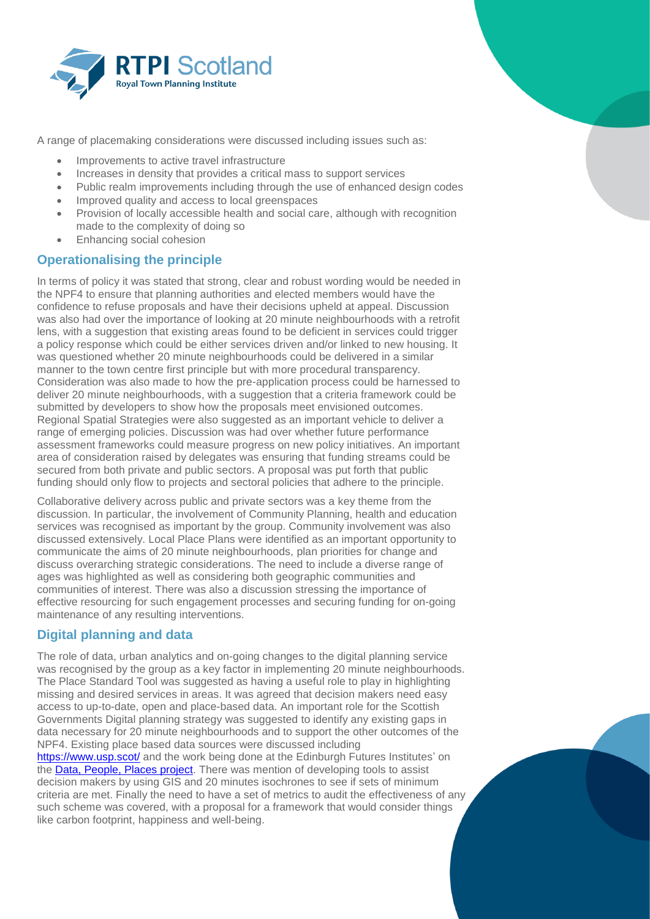A range of placemaking considerations were discussed including issues such as:

- Improvements to active travel infrastructure
- Increases in density that provides a critical mass to support services
- Public realm improvements including through the use of enhanced design codes
- Improved quality and access to local greenspaces
- Provision of locally accessible health and social care, although with recognition made to the complexity of doing so
- Enhancing social cohesion

## Operationalising the principle

In terms of policy it was stated that strong, clear and robust wording would be needed in the NPF4 to ensure that planning authorities and elected members would have the confidence to refuse proposals and have their decisions upheld at appeal. Discussion was also had over the importance of looking at 20 minute neighbourhoods with a retrofit lens, with a suggestion that existing areas found to be deficient in services could trigger a policy response which could be either services driven and/or linked to new housing. It was questioned whether 20 minute neighbourhoods could be delivered in a similar manner to the town centre first principle but with more procedural transparency. Consideration was also made to how the pre-application process could be harnessed to deliver 20 minute neighbourhoods, with a suggestion that a criteria framework could be submitted by developers to show how the proposals meet envisioned outcomes. Regional Spatial Strategies were also suggested as an important vehicle to deliver a range of emerging policies. Discussion was had over whether future performance assessment frameworks could measure progress on new policy initiatives. An important area of consideration raised by delegates was ensuring that funding streams could be secured from both private and public sectors. A proposal was put forth that public funding should only flow to projects and sectoral policies that adhere to the principle.

Collaborative delivery across public and private sectors was a key theme from the discussion. In particular, the involvement of Community Planning, health and education services was recognised as important by the group. Community involvement was also discussed extensively. Local Place Plans were identified as an important opportunity to communicate the aims of 20 minute neighbourhoods, plan priorities for change and discuss overarching strategic considerations. The need to include a diverse range of ages was highlighted as well as considering both geographic communities and communities of interest. There was also a discussion stressing the importance of effective resourcing for such engagement processes and securing funding for on-going maintenance of any resulting interventions.

## Digital planning and data

The role of data, urban analytics and on-going changes to the digital planning service was recognised by the group as a key factor in implementing 20 minute neighbourhoods. The Place Standard Tool was suggested as having a useful role to play in highlighting missing and desired services in areas. It was agreed that decision makers need easy access to up-to-date, open and place-based data. An important role for the Scottish Governments Digital planning strategy was suggested to identify any existing gaps in data necessary for 20 minute neighbourhoods and to support the other outcomes of the NPF4. Existing place based data sources were discussed including https://www.usp.scot/ and the work being done at the Edinburgh Futures Institutes' on the Data, People, Places project. There was mention of developing tools to assist decision makers by using GIS and 20 minutes isochrones to see if sets of minimum criteria are met. Finally the need to have a set of metrics to audit the effectiveness of any such scheme was covered, with a proposal for a framework that would consider things like carbon footprint, happiness and well-being.